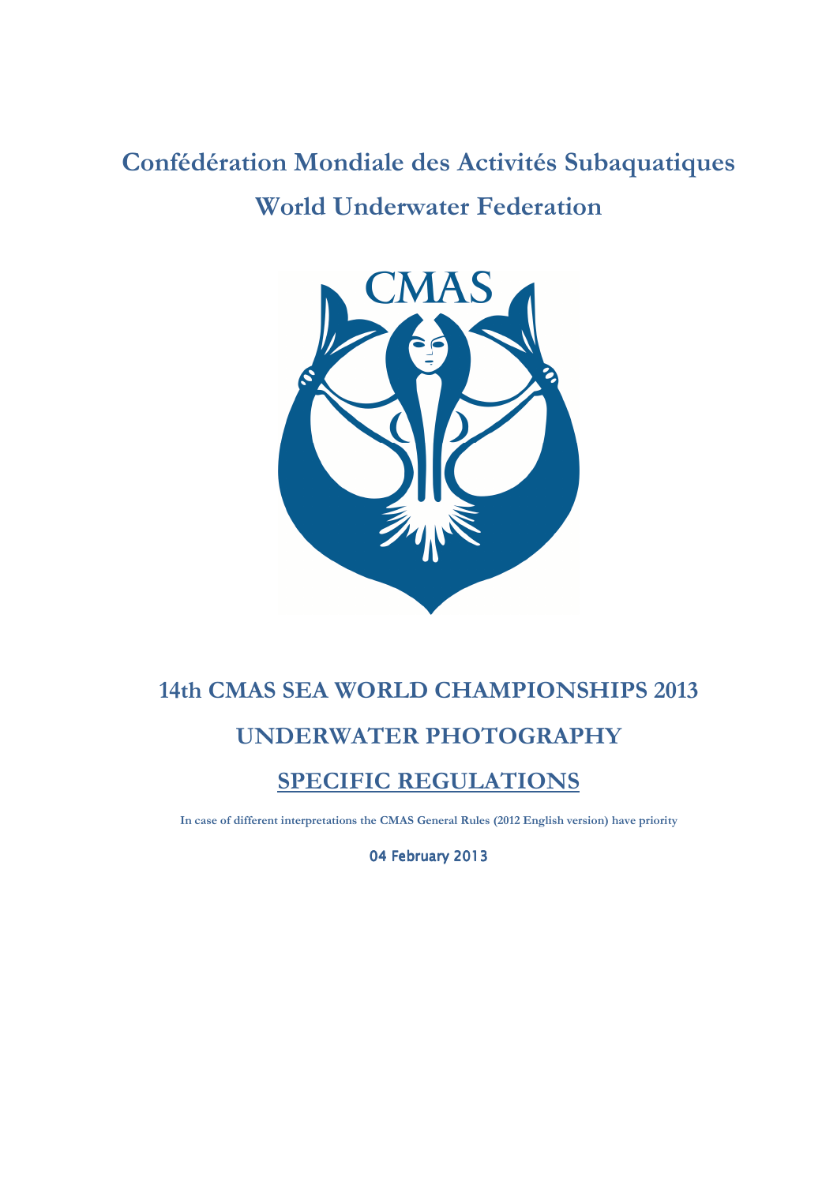# Confédération Mondiale des Activités Subaquatiques

# World Underwater Federation

CMAS

## 14th CMAS SEA WORLD CHAMPIONSHIPS 2013

## UNDERWATER PHOTOGRAPHY

## SPECIFIC REGULATIONS

**In case of different interpretations the CMAS General Rules (2012 English version) have priority**

04 February 2013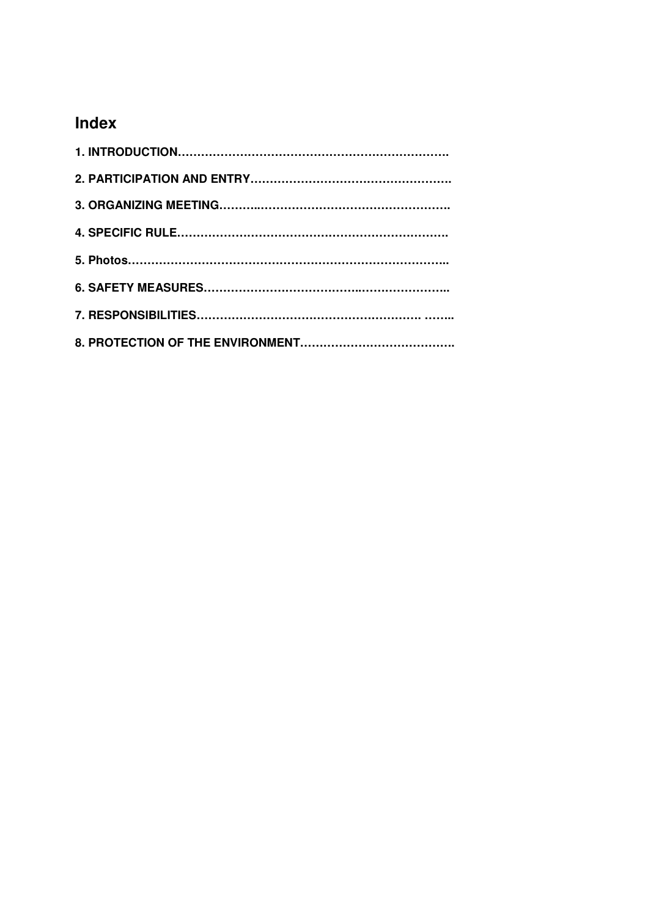## Index

**1. INTRODUCTION……………………………………………………………….**

**2. PARTICIPATION AND ENTRY…………………………………………….**

**3. ORGANIZING MEETING………..…………………………………………….**

**4. SPECIFIC RULE…………………………………………………………….**

**5. Photos……………………………………………………………………….**

**6. SAFETY MEASURES………………………………….…………………..**

**7. RESPONSIBILITIES…………………………………………………. ……..**

**8. PROTECTION OF THE ENVIRONMENT………………………………….**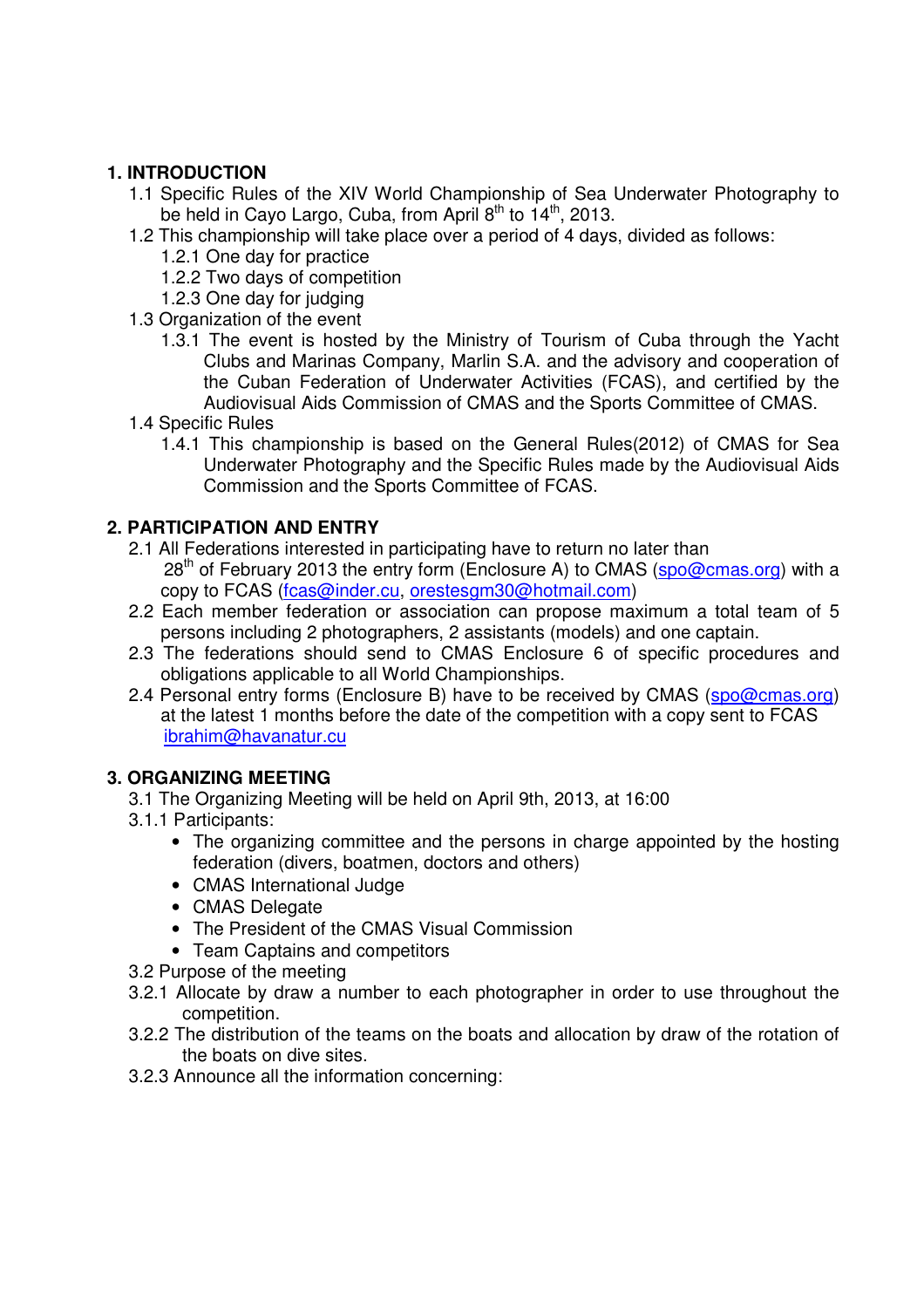## 1. INTRODUCTION

1.1 Specific Rules of the XIV World Championship of Sea Underwater Photography to be held in Cayo Largo, Cuba, from April 8th to 14th, 2013.

1.2 This championship will take place over a period of 4 days, divided as follows:

1.2.1 One day for practice

1.2.2 Two days of competition

1.2.3 One day for judging

1.3 Organization of the event

1.3.1 The event is hosted by the Ministry of Tourism of Cuba through the Yacht Clubs and Marinas Company, Marlin S.A. and the advisory and cooperation of the Cuban Federation of Underwater Activities (FCAS), and certified by the Audiovisual Aids Commission of CMAS and the Sports Committee of CMAS.

1.4 Specific Rules

1.4.1 This championship is based on the General Rules(2012) of CMAS for Sea Underwater Photography and the Specific Rules made by the Audiovisual Aids Commission and the Sports Committee of FCAS.

## 2. PARTICIPATION AND ENTRY

2.1 All Federations interested in participating have to return no later than 28th of February 2013 the entry form (Enclosure A) to CMAS (spo@cmas.org) with a copy to FCAS (fcas@inder.cu, orestesgm30@hotmail.com)

2.2 Each member federation or association can propose maximum a total team of 5 persons including 2 photographers, 2 assistants (models) and one captain.

2.3 The federations should send to CMAS Enclosure 6 of specific procedures and obligations applicable to all World Championships.

2.4 Personal entry forms (Enclosure B) have to be received by CMAS (spo@cmas.org) at the latest 1 months before the date of the competition with a copy sent to FCAS ibrahim@havanatur.cu

## 3. ORGANIZING MEETING

3.1 The Organizing Meeting will be held on April 9th, 2013, at 16:00

3.1.1 Participants:

- The organizing committee and the persons in charge appointed by the hosting federation (divers, boatmen, doctors and others)
- CMAS International Judge
- CMAS Delegate
- The President of the CMAS Visual Commission
- Team Captains and competitors

3.2 Purpose of the meeting

3.2.1 Allocate by draw a number to each photographer in order to use throughout the competition.

3.2.2 The distribution of the teams on the boats and allocation by draw of the rotation of the boats on dive sites.

3.2.3 Announce all the information concerning: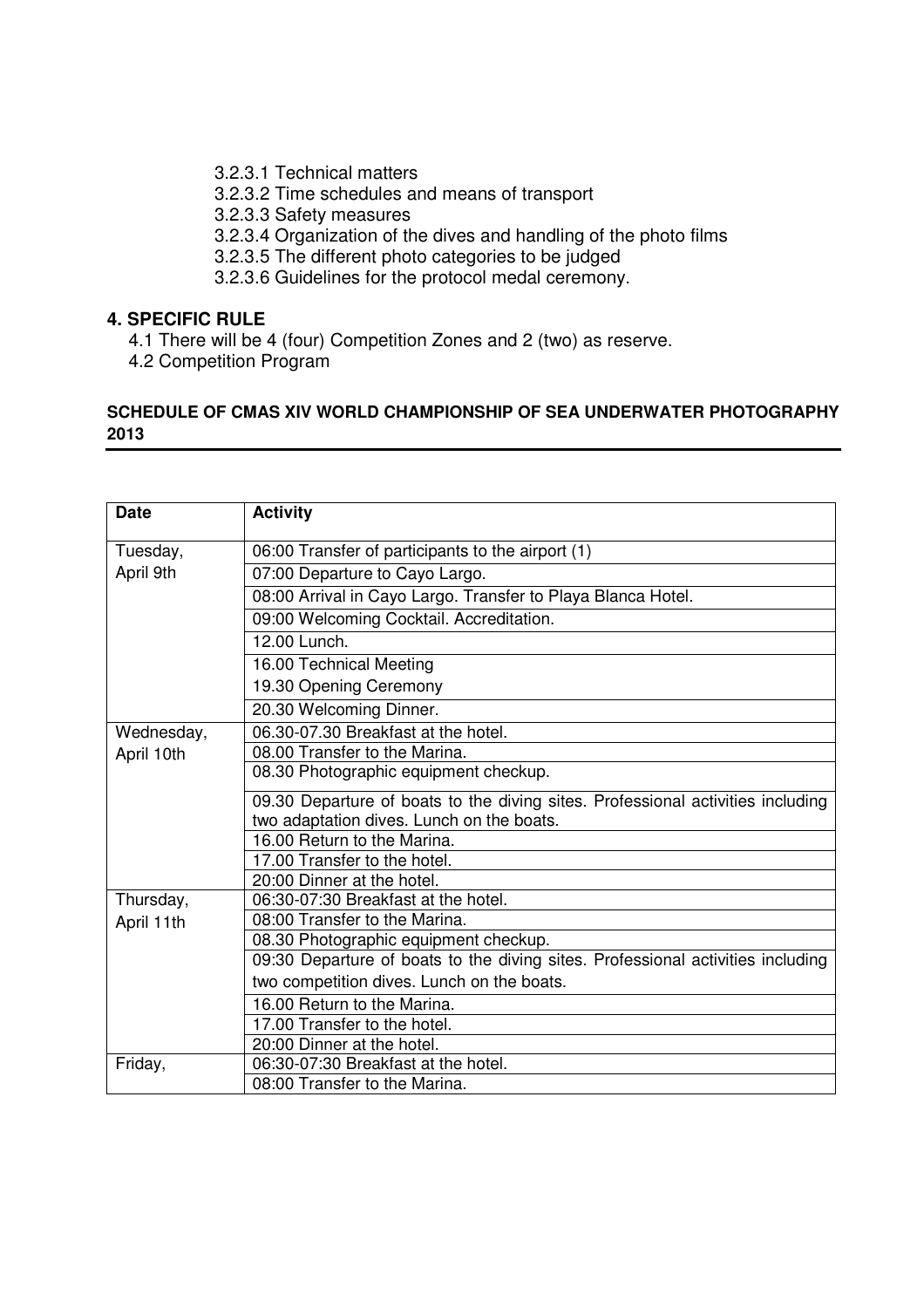3.2.3.1 Technical matters
3.2.3.2 Time schedules and means of transport
3.2.3.3 Safety measures
3.2.3.4 Organization of the dives and handling of the photo films
3.2.3.5 The different photo categories to be judged
3.2.3.6 Guidelines for the protocol medal ceremony.

## 4. SPECIFIC RULE

4.1 There will be 4 (four) Competition Zones and 2 (two) as reserve.
4.2 Competition Program

### SCHEDULE OF CMAS XIV WORLD CHAMPIONSHIP OF SEA UNDERWATER PHOTOGRAPHY 2013

| Date | Activity |
|---|---|
| Tuesday, April 9th | 06:00 Transfer of participants to the airport (1) |
| | 07:00 Departure to Cayo Largo. |
| | 08:00 Arrival in Cayo Largo. Transfer to Playa Blanca Hotel. |
| | 09:00 Welcoming Cocktail. Accreditation. |
| | 12.00 Lunch. |
| | 16.00 Technical Meeting<br>19.30 Opening Ceremony |
| | 20.30 Welcoming Dinner. |
| Wednesday, April 10th | 06.30-07.30 Breakfast at the hotel. |
| | 08.00 Transfer to the Marina. |
| | 08.30 Photographic equipment checkup. |
| | 09.30 Departure of boats to the diving sites. Professional activities including two adaptation dives. Lunch on the boats. |
| | 16.00 Return to the Marina. |
| | 17.00 Transfer to the hotel. |
| | 20:00 Dinner at the hotel. |
| Thursday, April 11th | 06:30-07:30 Breakfast at the hotel. |
| | 08:00 Transfer to the Marina. |
| | 08.30 Photographic equipment checkup. |
| | 09:30 Departure of boats to the diving sites. Professional activities including two competition dives. Lunch on the boats. |
| | 16.00 Return to the Marina. |
| | 17.00 Transfer to the hotel. |
| | 20:00 Dinner at the hotel. |
| Friday, | 06:30-07:30 Breakfast at the hotel. |
| | 08:00 Transfer to the Marina. |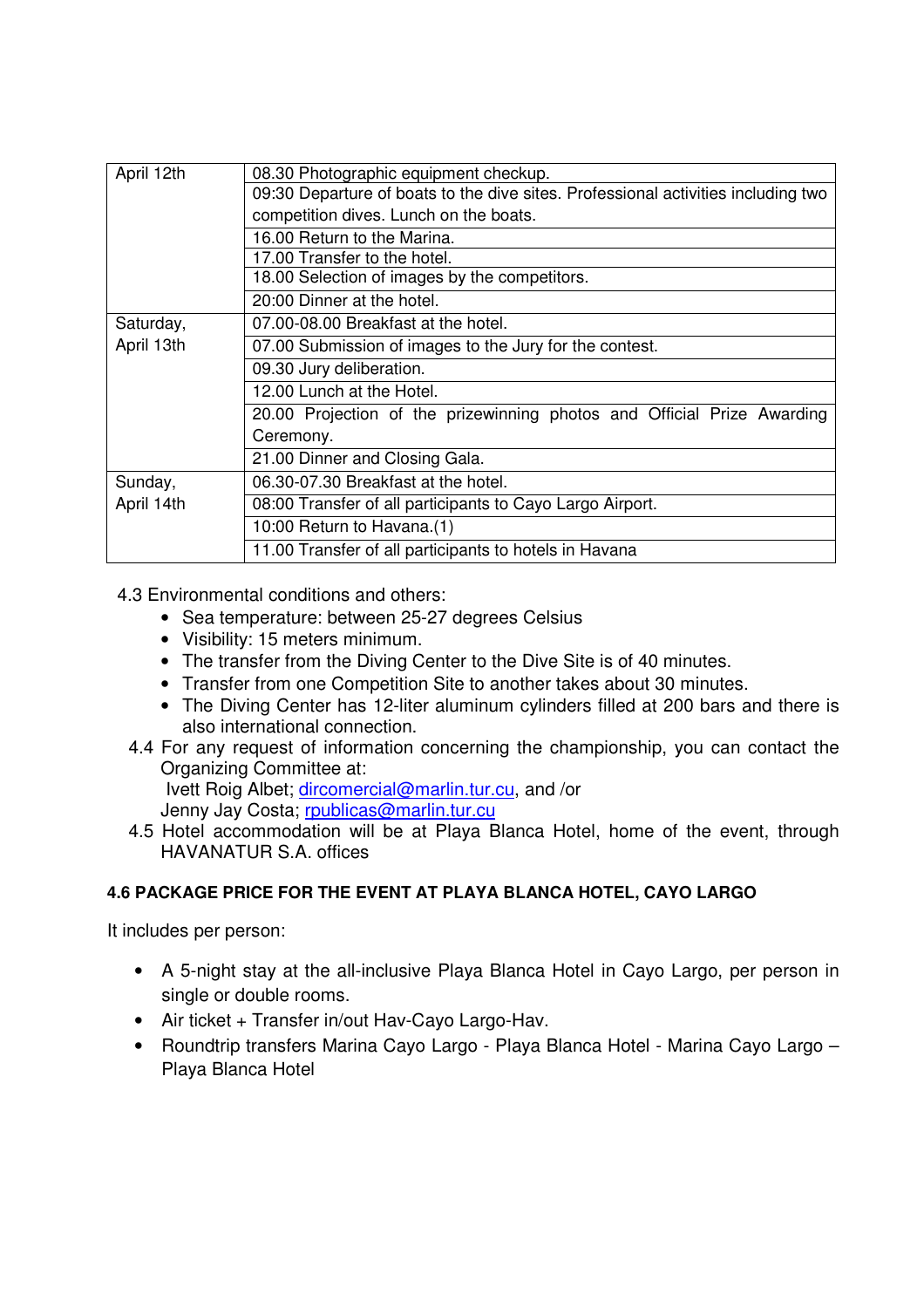| | |
|---|---|
| April 12th | 08.30 Photographic equipment checkup. |
| | 09:30 Departure of boats to the dive sites. Professional activities including two competition dives. Lunch on the boats. |
| | 16.00 Return to the Marina. |
| | 17.00 Transfer to the hotel. |
| | 18.00 Selection of images by the competitors. |
| | 20:00 Dinner at the hotel. |
| Saturday, April 13th | 07.00-08.00 Breakfast at the hotel. |
| | 07.00 Submission of images to the Jury for the contest. |
| | 09.30 Jury deliberation. |
| | 12.00 Lunch at the Hotel. |
| | 20.00 Projection of the prizewinning photos and Official Prize Awarding Ceremony. |
| | 21.00 Dinner and Closing Gala. |
| Sunday, April 14th | 06.30-07.30 Breakfast at the hotel. |
| | 08:00 Transfer of all participants to Cayo Largo Airport. |
| | 10:00 Return to Havana.(1) |
| | 11.00 Transfer of all participants to hotels in Havana |

4.3 Environmental conditions and others:

- Sea temperature: between 25-27 degrees Celsius
- Visibility: 15 meters minimum.
- The transfer from the Diving Center to the Dive Site is of 40 minutes.
- Transfer from one Competition Site to another takes about 30 minutes.
- The Diving Center has 12-liter aluminum cylinders filled at 200 bars and there is also international connection.

4.4 For any request of information concerning the championship, you can contact the Organizing Committee at:
Ivett Roig Albet; dircomercial@marlin.tur.cu, and /or
Jenny Jay Costa; rpublicas@marlin.tur.cu

4.5 Hotel accommodation will be at Playa Blanca Hotel, home of the event, through HAVANATUR S.A. offices

**4.6 PACKAGE PRICE FOR THE EVENT AT PLAYA BLANCA HOTEL, CAYO LARGO**

It includes per person:

- A 5-night stay at the all-inclusive Playa Blanca Hotel in Cayo Largo, per person in single or double rooms.
- Air ticket + Transfer in/out Hav-Cayo Largo-Hav.
- Roundtrip transfers Marina Cayo Largo - Playa Blanca Hotel - Marina Cayo Largo – Playa Blanca Hotel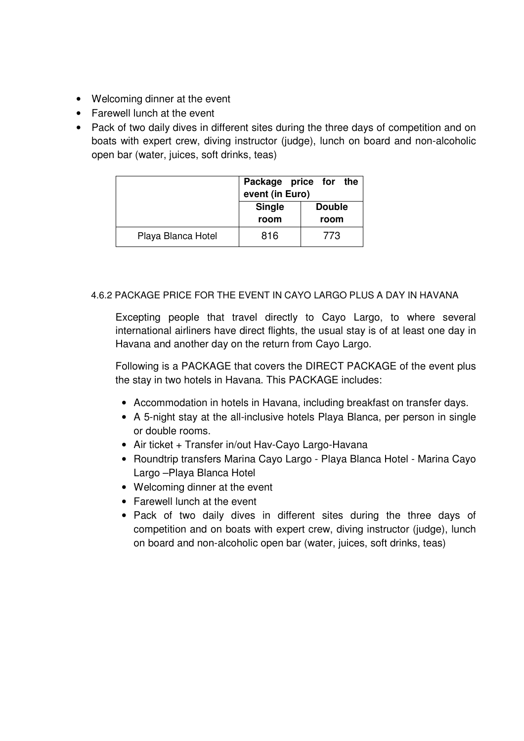- Welcoming dinner at the event
- Farewell lunch at the event
- Pack of two daily dives in different sites during the three days of competition and on boats with expert crew, diving instructor (judge), lunch on board and non-alcoholic open bar (water, juices, soft drinks, teas)

| | **Package price for the event (in Euro)** | |
|---|---|---|
| | **Single room** | **Double room** |
| Playa Blanca Hotel | 816 | 773 |

#### 4.6.2 PACKAGE PRICE FOR THE EVENT IN CAYO LARGO PLUS A DAY IN HAVANA

Excepting people that travel directly to Cayo Largo, to where several international airliners have direct flights, the usual stay is of at least one day in Havana and another day on the return from Cayo Largo.

Following is a PACKAGE that covers the DIRECT PACKAGE of the event plus the stay in two hotels in Havana. This PACKAGE includes:

- Accommodation in hotels in Havana, including breakfast on transfer days.
- A 5-night stay at the all-inclusive hotels Playa Blanca, per person in single or double rooms.
- Air ticket + Transfer in/out Hav-Cayo Largo-Havana
- Roundtrip transfers Marina Cayo Largo - Playa Blanca Hotel - Marina Cayo Largo –Playa Blanca Hotel
- Welcoming dinner at the event
- Farewell lunch at the event
- Pack of two daily dives in different sites during the three days of competition and on boats with expert crew, diving instructor (judge), lunch on board and non-alcoholic open bar (water, juices, soft drinks, teas)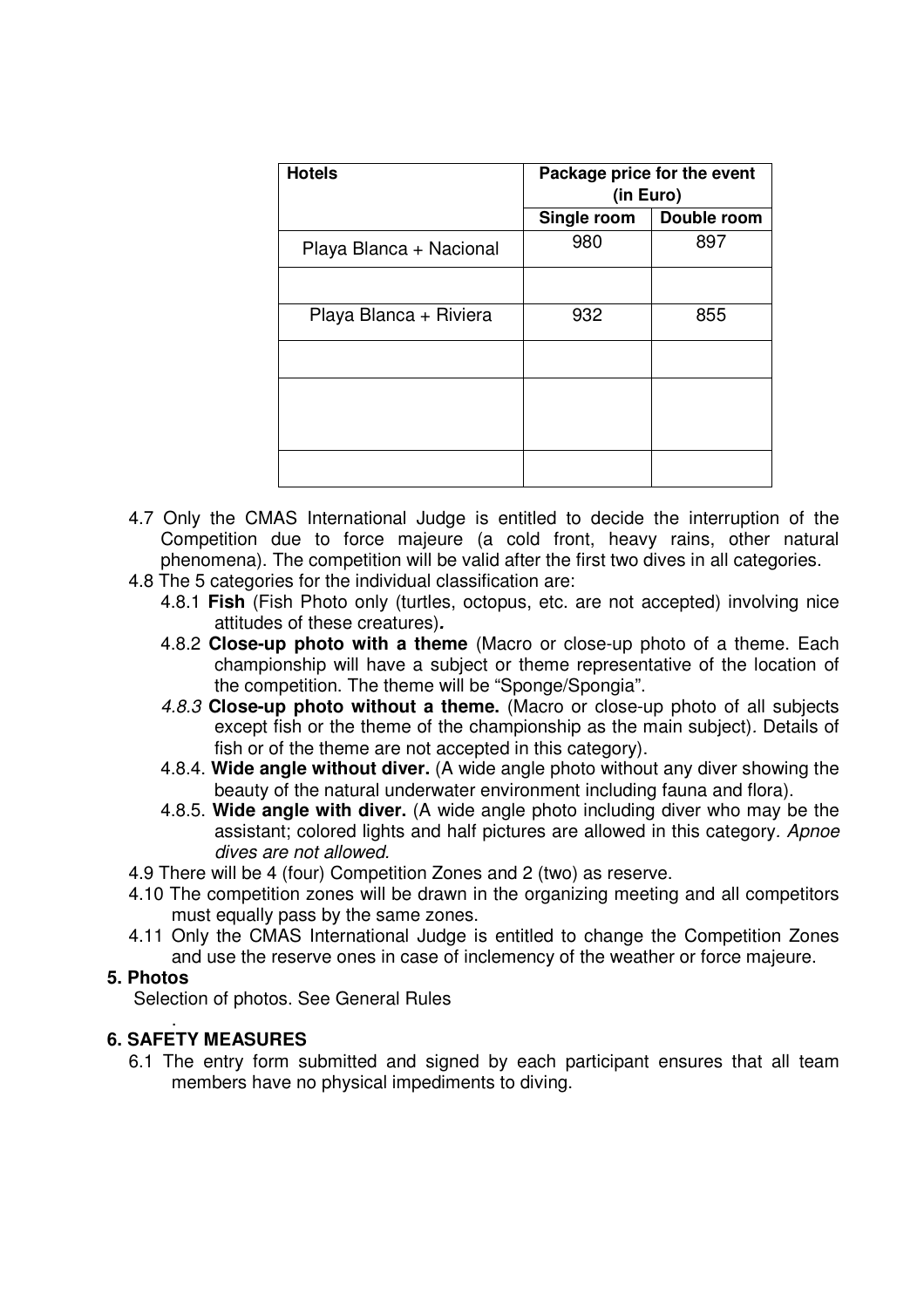| Hotels | Package price for the event (in Euro) | |
|---|---|---|
| | Single room | Double room |
| Playa Blanca + Nacional | 980 | 897 |
| | | |
| Playa Blanca + Riviera | 932 | 855 |
| | | |
| | | |
| | | |

4.7 Only the CMAS International Judge is entitled to decide the interruption of the Competition due to force majeure (a cold front, heavy rains, other natural phenomena). The competition will be valid after the first two dives in all categories.

4.8 The 5 categories for the individual classification are:

4.8.1 **Fish** (Fish Photo only (turtles, octopus, etc. are not accepted) involving nice attitudes of these creatures)***.***

4.8.2 **Close-up photo with a theme** (Macro or close-up photo of a theme. Each championship will have a subject or theme representative of the location of the competition. The theme will be "Sponge/Spongia".

*4.8.3* **Close-up photo without a theme.** (Macro or close-up photo of all subjects except fish or the theme of the championship as the main subject). Details of fish or of the theme are not accepted in this category).

4.8.4. **Wide angle without diver.** (A wide angle photo without any diver showing the beauty of the natural underwater environment including fauna and flora).

4.8.5. **Wide angle with diver.** (A wide angle photo including diver who may be the assistant; colored lights and half pictures are allowed in this category*. Apnoe dives are not allowed.*

4.9 There will be 4 (four) Competition Zones and 2 (two) as reserve.

4.10 The competition zones will be drawn in the organizing meeting and all competitors must equally pass by the same zones.

4.11 Only the CMAS International Judge is entitled to change the Competition Zones and use the reserve ones in case of inclemency of the weather or force majeure.

**5. Photos**

Selection of photos. See General Rules

.

**6. SAFETY MEASURES**

6.1 The entry form submitted and signed by each participant ensures that all team members have no physical impediments to diving.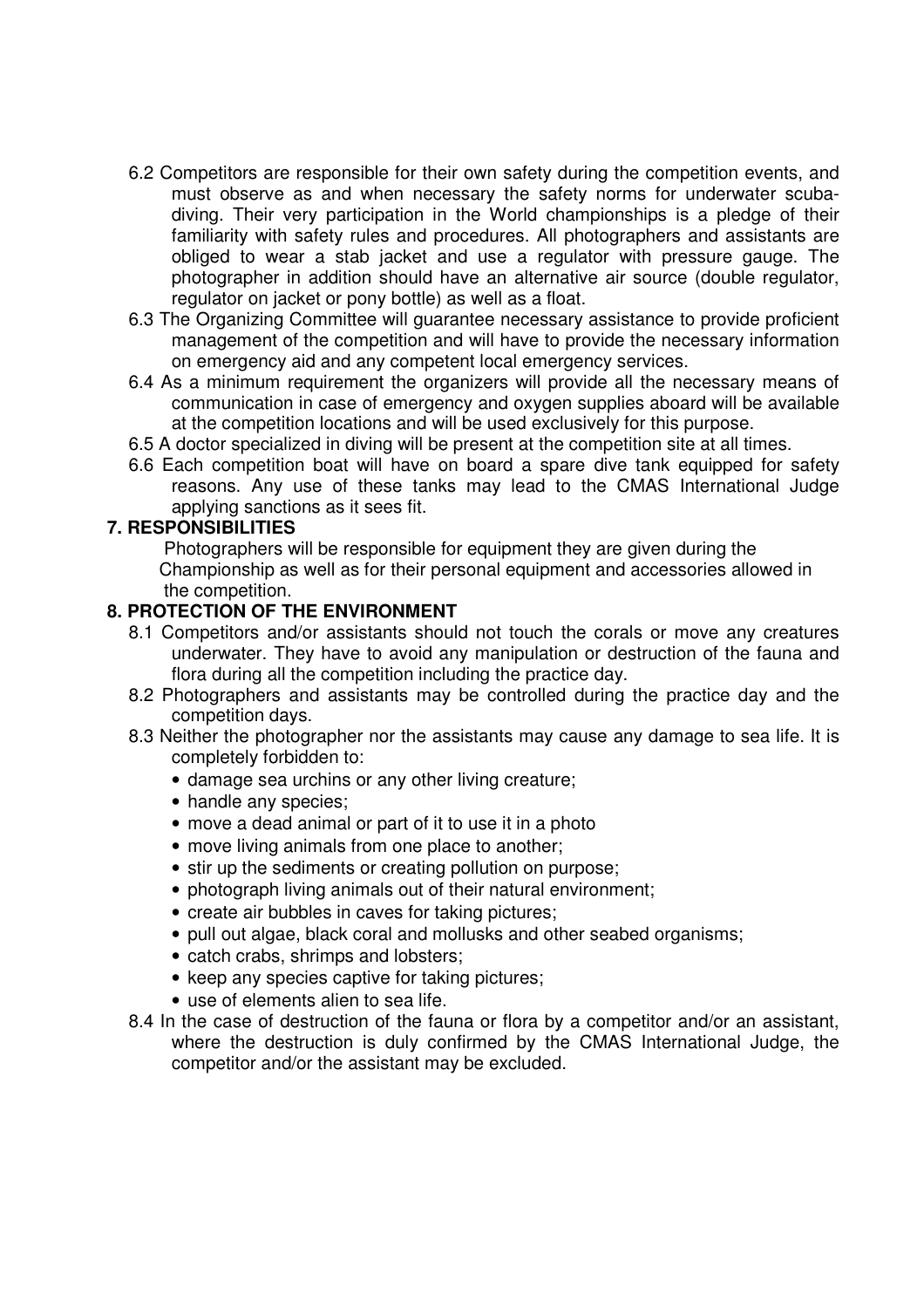6.2 Competitors are responsible for their own safety during the competition events, and must observe as and when necessary the safety norms for underwater scuba-diving. Their very participation in the World championships is a pledge of their familiarity with safety rules and procedures. All photographers and assistants are obliged to wear a stab jacket and use a regulator with pressure gauge. The photographer in addition should have an alternative air source (double regulator, regulator on jacket or pony bottle) as well as a float.

6.3 The Organizing Committee will guarantee necessary assistance to provide proficient management of the competition and will have to provide the necessary information on emergency aid and any competent local emergency services.

6.4 As a minimum requirement the organizers will provide all the necessary means of communication in case of emergency and oxygen supplies aboard will be available at the competition locations and will be used exclusively for this purpose.

6.5 A doctor specialized in diving will be present at the competition site at all times.

6.6 Each competition boat will have on board a spare dive tank equipped for safety reasons. Any use of these tanks may lead to the CMAS International Judge applying sanctions as it sees fit.

## 7. RESPONSIBILITIES

Photographers will be responsible for equipment they are given during the Championship as well as for their personal equipment and accessories allowed in the competition.

## 8. PROTECTION OF THE ENVIRONMENT

8.1 Competitors and/or assistants should not touch the corals or move any creatures underwater. They have to avoid any manipulation or destruction of the fauna and flora during all the competition including the practice day.

8.2 Photographers and assistants may be controlled during the practice day and the competition days.

8.3 Neither the photographer nor the assistants may cause any damage to sea life. It is completely forbidden to:

- damage sea urchins or any other living creature;
- handle any species;
- move a dead animal or part of it to use it in a photo
- move living animals from one place to another;
- stir up the sediments or creating pollution on purpose;
- photograph living animals out of their natural environment;
- create air bubbles in caves for taking pictures;
- pull out algae, black coral and mollusks and other seabed organisms;
- catch crabs, shrimps and lobsters;
- keep any species captive for taking pictures;
- use of elements alien to sea life.

8.4 In the case of destruction of the fauna or flora by a competitor and/or an assistant, where the destruction is duly confirmed by the CMAS International Judge, the competitor and/or the assistant may be excluded.